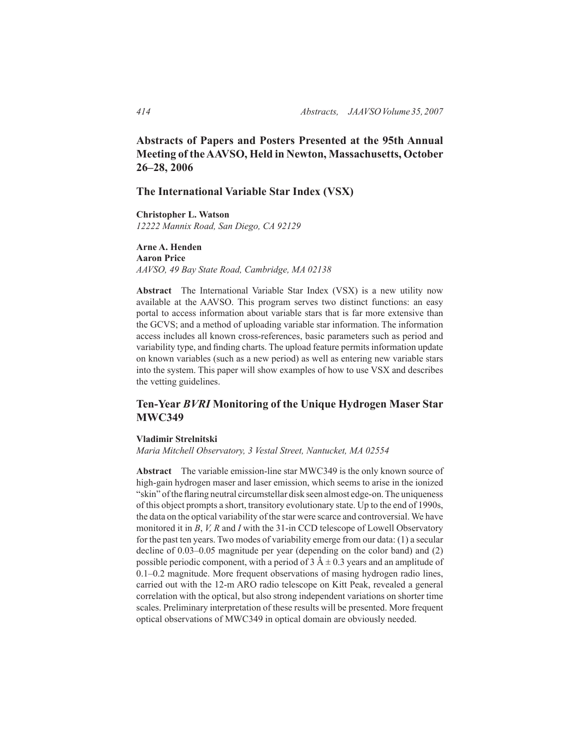# Abstracts of Papers and Posters Presented at the 95th Annual Meeting of the AAVSO, Held in Newton, Massachusetts, October 26–28, 2006

## The International Variable Star Index (VSX)

**Christopher L. Watson**
*12222 Mannix Road, San Diego, CA 92129*

**Arne A. Henden**
**Aaron Price**
*AAVSO, 49 Bay State Road, Cambridge, MA 02138*

**Abstract** The International Variable Star Index (VSX) is a new utility now available at the AAVSO. This program serves two distinct functions: an easy portal to access information about variable stars that is far more extensive than the GCVS; and a method of uploading variable star information. The information access includes all known cross-references, basic parameters such as period and variability type, and finding charts. The upload feature permits information update on known variables (such as a new period) as well as entering new variable stars into the system. This paper will show examples of how to use VSX and describes the vetting guidelines.

## Ten-Year *BVRI* Monitoring of the Unique Hydrogen Maser Star MWC349

**Vladimir Strelnitski**
*Maria Mitchell Observatory, 3 Vestal Street, Nantucket, MA 02554*

**Abstract** The variable emission-line star MWC349 is the only known source of high-gain hydrogen maser and laser emission, which seems to arise in the ionized "skin" of the flaring neutral circumstellar disk seen almost edge-on. The uniqueness of this object prompts a short, transitory evolutionary state. Up to the end of 1990s, the data on the optical variability of the star were scarce and controversial. We have monitored it in *B*, *V*, *R* and *I* with the 31-in CCD telescope of Lowell Observatory for the past ten years. Two modes of variability emerge from our data: (1) a secular decline of 0.03–0.05 magnitude per year (depending on the color band) and (2) possible periodic component, with a period of 3 Å ± 0.3 years and an amplitude of 0.1–0.2 magnitude. More frequent observations of masing hydrogen radio lines, carried out with the 12-m ARO radio telescope on Kitt Peak, revealed a general correlation with the optical, but also strong independent variations on shorter time scales. Preliminary interpretation of these results will be presented. More frequent optical observations of MWC349 in optical domain are obviously needed.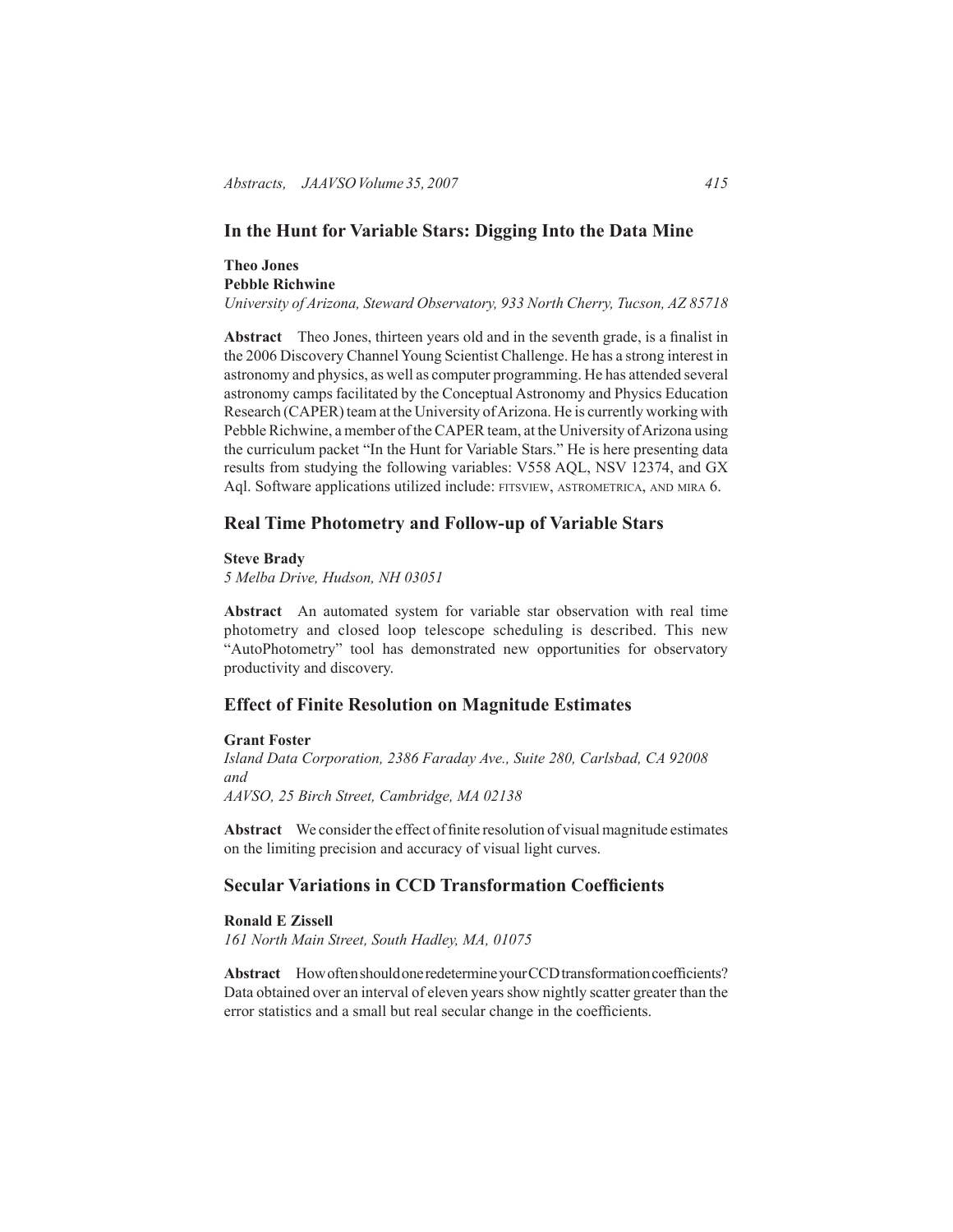## In the Hunt for Variable Stars: Digging Into the Data Mine

**Theo Jones**
**Pebble Richwine**
*University of Arizona, Steward Observatory, 933 North Cherry, Tucson, AZ 85718*

**Abstract** Theo Jones, thirteen years old and in the seventh grade, is a finalist in the 2006 Discovery Channel Young Scientist Challenge. He has a strong interest in astronomy and physics, as well as computer programming. He has attended several astronomy camps facilitated by the Conceptual Astronomy and Physics Education Research (CAPER) team at the University of Arizona. He is currently working with Pebble Richwine, a member of the CAPER team, at the University of Arizona using the curriculum packet "In the Hunt for Variable Stars." He is here presenting data results from studying the following variables: V558 AQL, NSV 12374, and GX Aql. Software applications utilized include: FITSVIEW, ASTROMETRICA, AND MIRA 6.

## Real Time Photometry and Follow-up of Variable Stars

**Steve Brady**
*5 Melba Drive, Hudson, NH 03051*

**Abstract** An automated system for variable star observation with real time photometry and closed loop telescope scheduling is described. This new "AutoPhotometry" tool has demonstrated new opportunities for observatory productivity and discovery.

## Effect of Finite Resolution on Magnitude Estimates

**Grant Foster**
*Island Data Corporation, 2386 Faraday Ave., Suite 280, Carlsbad, CA 92008*
*and*
*AAVSO, 25 Birch Street, Cambridge, MA 02138*

**Abstract** We consider the effect of finite resolution of visual magnitude estimates on the limiting precision and accuracy of visual light curves.

## Secular Variations in CCD Transformation Coefficients

**Ronald E Zissell**
*161 North Main Street, South Hadley, MA, 01075*

**Abstract** How often should one redetermine your CCD transformation coefficients? Data obtained over an interval of eleven years show nightly scatter greater than the error statistics and a small but real secular change in the coefficients.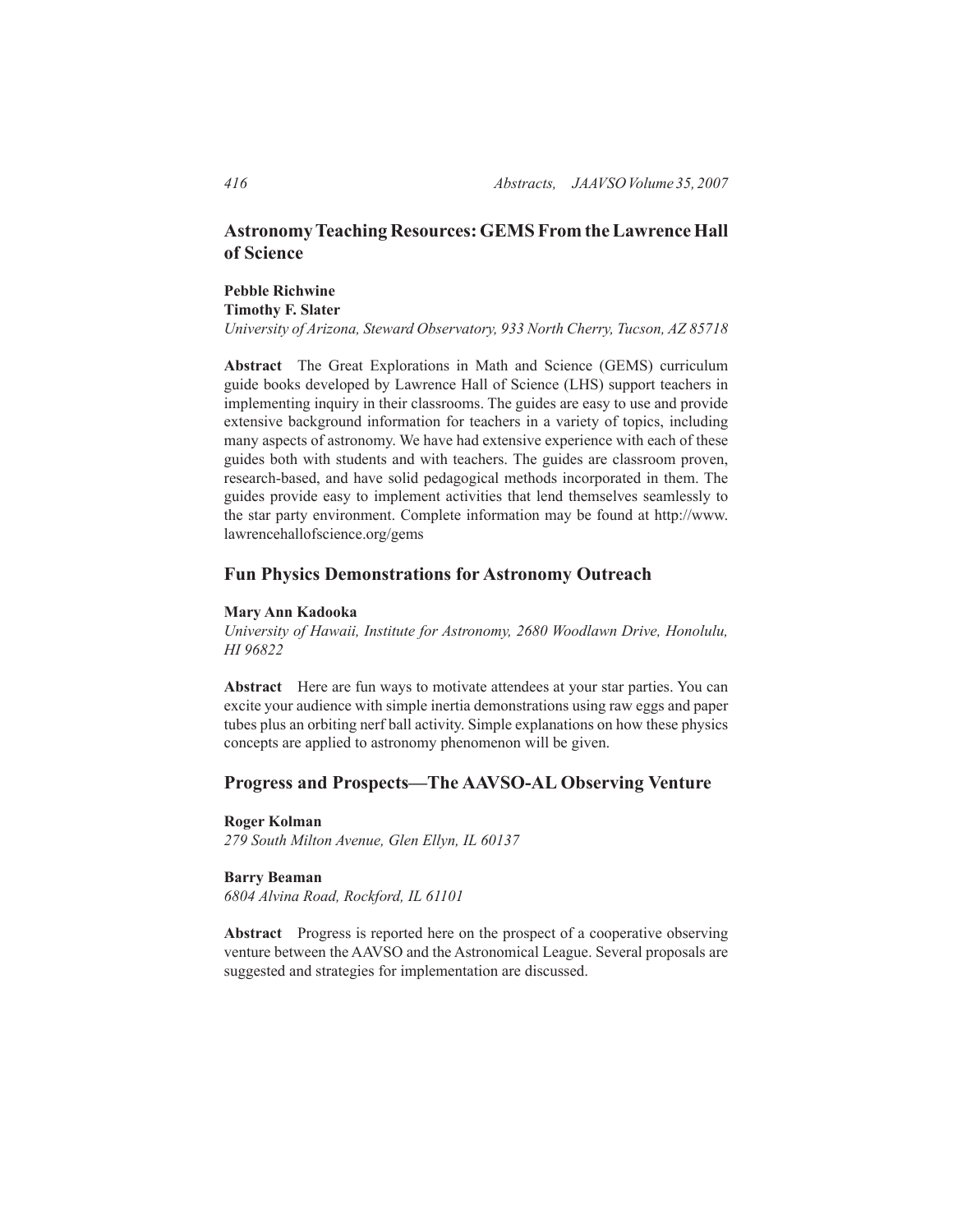## Astronomy Teaching Resources: GEMS From the Lawrence Hall of Science

**Pebble Richwine**
**Timothy F. Slater**
*University of Arizona, Steward Observatory, 933 North Cherry, Tucson, AZ 85718*

**Abstract** The Great Explorations in Math and Science (GEMS) curriculum guide books developed by Lawrence Hall of Science (LHS) support teachers in implementing inquiry in their classrooms. The guides are easy to use and provide extensive background information for teachers in a variety of topics, including many aspects of astronomy. We have had extensive experience with each of these guides both with students and with teachers. The guides are classroom proven, research-based, and have solid pedagogical methods incorporated in them. The guides provide easy to implement activities that lend themselves seamlessly to the star party environment. Complete information may be found at http://www.lawrencehallofscience.org/gems

## Fun Physics Demonstrations for Astronomy Outreach

**Mary Ann Kadooka**
*University of Hawaii, Institute for Astronomy, 2680 Woodlawn Drive, Honolulu, HI 96822*

**Abstract** Here are fun ways to motivate attendees at your star parties. You can excite your audience with simple inertia demonstrations using raw eggs and paper tubes plus an orbiting nerf ball activity. Simple explanations on how these physics concepts are applied to astronomy phenomenon will be given.

## Progress and Prospects—The AAVSO-AL Observing Venture

**Roger Kolman**
*279 South Milton Avenue, Glen Ellyn, IL 60137*

**Barry Beaman**
*6804 Alvina Road, Rockford, IL 61101*

**Abstract** Progress is reported here on the prospect of a cooperative observing venture between the AAVSO and the Astronomical League. Several proposals are suggested and strategies for implementation are discussed.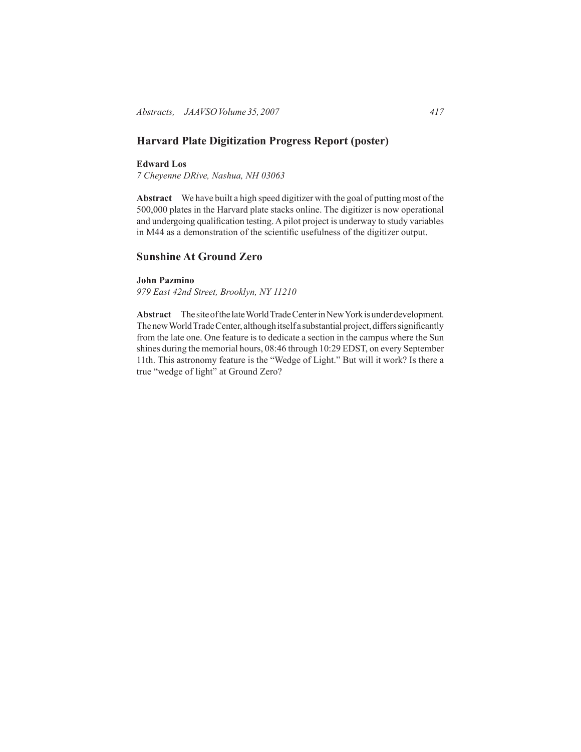## Harvard Plate Digitization Progress Report (poster)

**Edward Los**

*7 Cheyenne DRive, Nashua, NH 03063*

**Abstract** We have built a high speed digitizer with the goal of putting most of the 500,000 plates in the Harvard plate stacks online. The digitizer is now operational and undergoing qualification testing. A pilot project is underway to study variables in M44 as a demonstration of the scientific usefulness of the digitizer output.

## Sunshine At Ground Zero

**John Pazmino**

*979 East 42nd Street, Brooklyn, NY 11210*

**Abstract** The site of the late World Trade Center in New York is under development. The new World Trade Center, although itself a substantial project, differs significantly from the late one. One feature is to dedicate a section in the campus where the Sun shines during the memorial hours, 08:46 through 10:29 EDST, on every September 11th. This astronomy feature is the "Wedge of Light." But will it work? Is there a true "wedge of light" at Ground Zero?